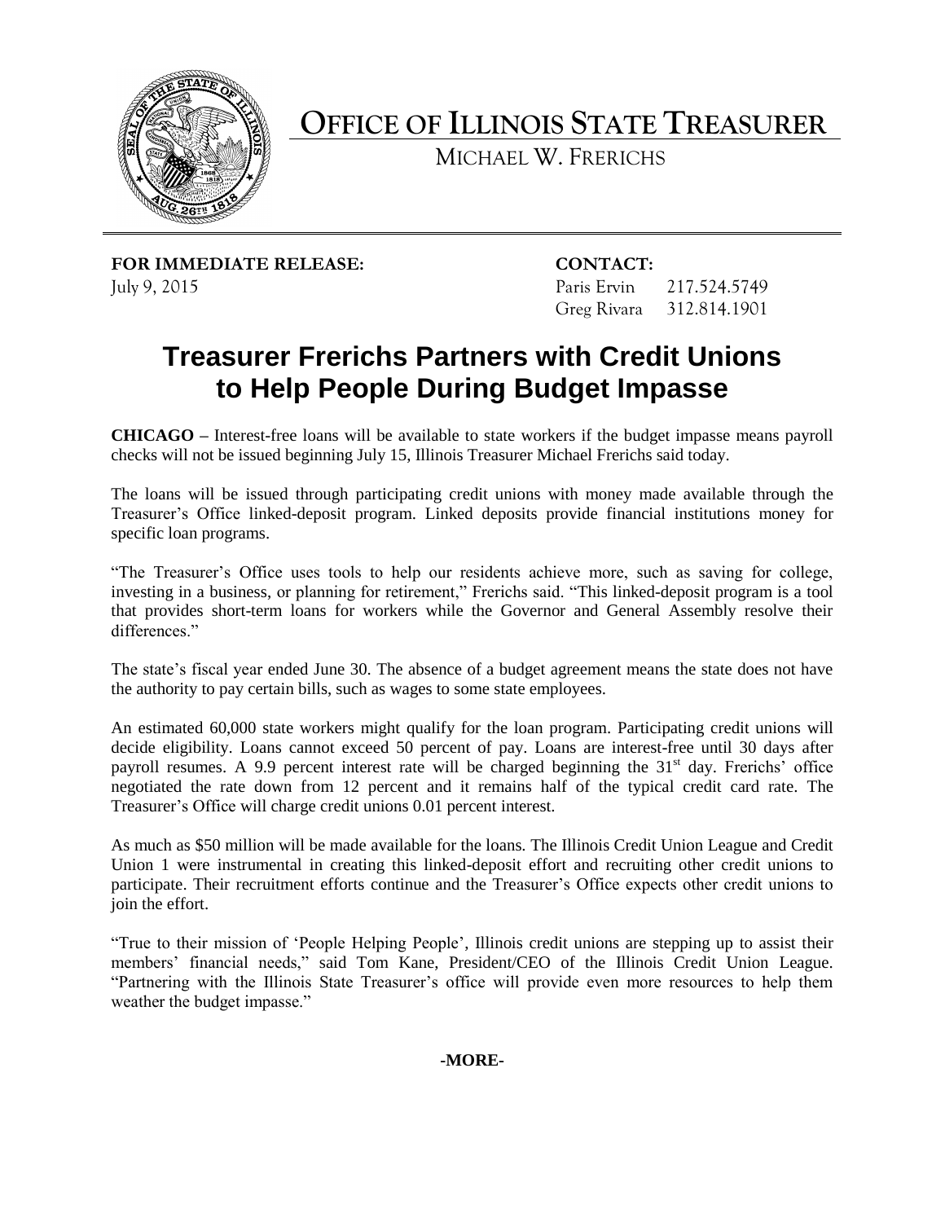# OFFICE OF ILLINOIS STATE TREASURER

MICHAEL W. FRERICHS

**FOR IMMEDIATE RELEASE:**
July 9, 2015

**CONTACT:**
Paris Ervin 217.524.5749
Greg Rivara 312.814.1901

## Treasurer Frerichs Partners with Credit Unions to Help People During Budget Impasse

**CHICAGO –** Interest-free loans will be available to state workers if the budget impasse means payroll checks will not be issued beginning July 15, Illinois Treasurer Michael Frerichs said today.

The loans will be issued through participating credit unions with money made available through the Treasurer's Office linked-deposit program. Linked deposits provide financial institutions money for specific loan programs.

"The Treasurer's Office uses tools to help our residents achieve more, such as saving for college, investing in a business, or planning for retirement," Frerichs said. "This linked-deposit program is a tool that provides short-term loans for workers while the Governor and General Assembly resolve their differences."

The state's fiscal year ended June 30. The absence of a budget agreement means the state does not have the authority to pay certain bills, such as wages to some state employees.

An estimated 60,000 state workers might qualify for the loan program. Participating credit unions will decide eligibility. Loans cannot exceed 50 percent of pay. Loans are interest-free until 30 days after payroll resumes. A 9.9 percent interest rate will be charged beginning the 31st day. Frerichs' office negotiated the rate down from 12 percent and it remains half of the typical credit card rate. The Treasurer's Office will charge credit unions 0.01 percent interest.

As much as $50 million will be made available for the loans. The Illinois Credit Union League and Credit Union 1 were instrumental in creating this linked-deposit effort and recruiting other credit unions to participate. Their recruitment efforts continue and the Treasurer's Office expects other credit unions to join the effort.

"True to their mission of 'People Helping People', Illinois credit unions are stepping up to assist their members' financial needs," said Tom Kane, President/CEO of the Illinois Credit Union League. "Partnering with the Illinois State Treasurer's office will provide even more resources to help them weather the budget impasse."

**-MORE-**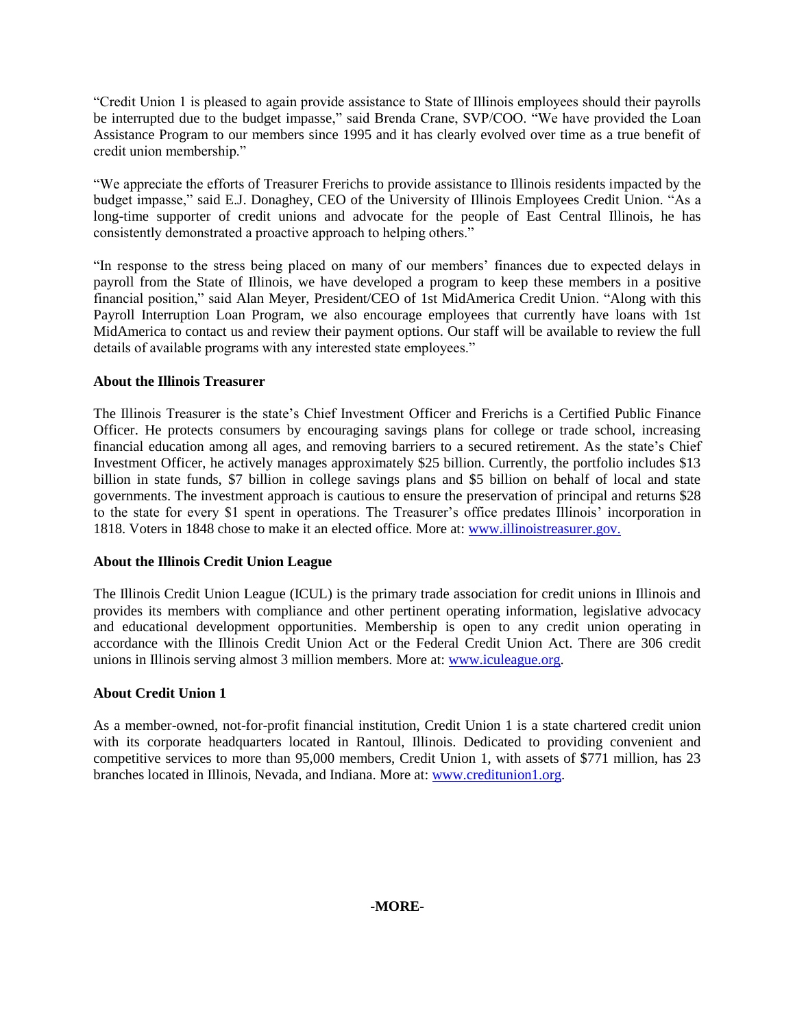"Credit Union 1 is pleased to again provide assistance to State of Illinois employees should their payrolls be interrupted due to the budget impasse," said Brenda Crane, SVP/COO. "We have provided the Loan Assistance Program to our members since 1995 and it has clearly evolved over time as a true benefit of credit union membership."

"We appreciate the efforts of Treasurer Frerichs to provide assistance to Illinois residents impacted by the budget impasse," said E.J. Donaghey, CEO of the University of Illinois Employees Credit Union. "As a long-time supporter of credit unions and advocate for the people of East Central Illinois, he has consistently demonstrated a proactive approach to helping others."

"In response to the stress being placed on many of our members' finances due to expected delays in payroll from the State of Illinois, we have developed a program to keep these members in a positive financial position," said Alan Meyer, President/CEO of 1st MidAmerica Credit Union. "Along with this Payroll Interruption Loan Program, we also encourage employees that currently have loans with 1st MidAmerica to contact us and review their payment options. Our staff will be available to review the full details of available programs with any interested state employees."

**About the Illinois Treasurer**

The Illinois Treasurer is the state's Chief Investment Officer and Frerichs is a Certified Public Finance Officer. He protects consumers by encouraging savings plans for college or trade school, increasing financial education among all ages, and removing barriers to a secured retirement. As the state's Chief Investment Officer, he actively manages approximately $25 billion. Currently, the portfolio includes $13 billion in state funds, $7 billion in college savings plans and $5 billion on behalf of local and state governments. The investment approach is cautious to ensure the preservation of principal and returns $28 to the state for every $1 spent in operations. The Treasurer's office predates Illinois' incorporation in 1818. Voters in 1848 chose to make it an elected office. More at: www.illinoistreasurer.gov.

**About the Illinois Credit Union League**

The Illinois Credit Union League (ICUL) is the primary trade association for credit unions in Illinois and provides its members with compliance and other pertinent operating information, legislative advocacy and educational development opportunities. Membership is open to any credit union operating in accordance with the Illinois Credit Union Act or the Federal Credit Union Act. There are 306 credit unions in Illinois serving almost 3 million members. More at: www.iculeague.org.

**About Credit Union 1**

As a member-owned, not-for-profit financial institution, Credit Union 1 is a state chartered credit union with its corporate headquarters located in Rantoul, Illinois. Dedicated to providing convenient and competitive services to more than 95,000 members, Credit Union 1, with assets of $771 million, has 23 branches located in Illinois, Nevada, and Indiana. More at: www.creditunion1.org.

**-MORE-**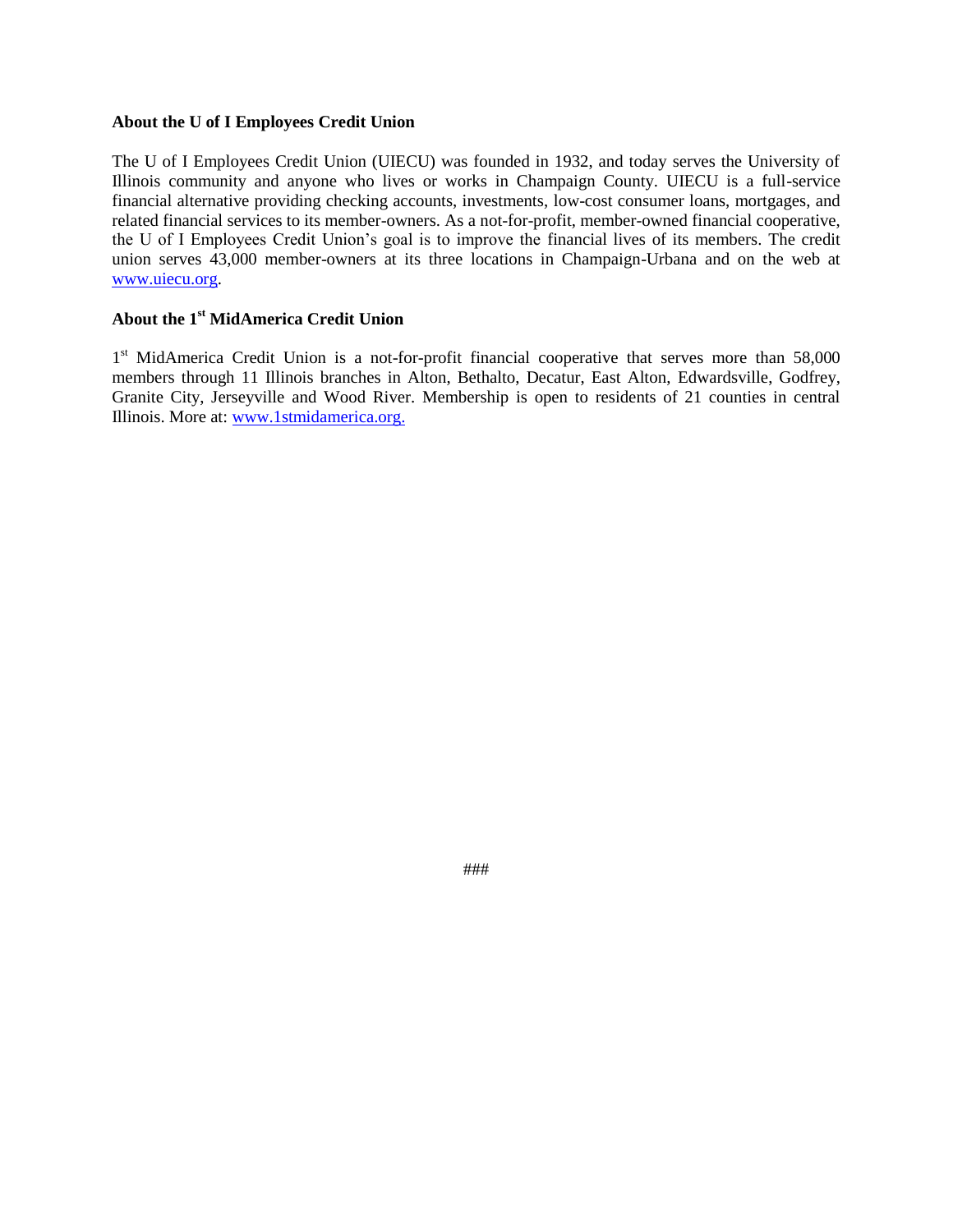**About the U of I Employees Credit Union**

The U of I Employees Credit Union (UIECU) was founded in 1932, and today serves the University of Illinois community and anyone who lives or works in Champaign County. UIECU is a full-service financial alternative providing checking accounts, investments, low-cost consumer loans, mortgages, and related financial services to its member-owners. As a not-for-profit, member-owned financial cooperative, the U of I Employees Credit Union's goal is to improve the financial lives of its members. The credit union serves 43,000 member-owners at its three locations in Champaign-Urbana and on the web at www.uiecu.org.

**About the 1st MidAmerica Credit Union**

1st MidAmerica Credit Union is a not-for-profit financial cooperative that serves more than 58,000 members through 11 Illinois branches in Alton, Bethalto, Decatur, East Alton, Edwardsville, Godfrey, Granite City, Jerseyville and Wood River. Membership is open to residents of 21 counties in central Illinois. More at: www.1stmidamerica.org.

###